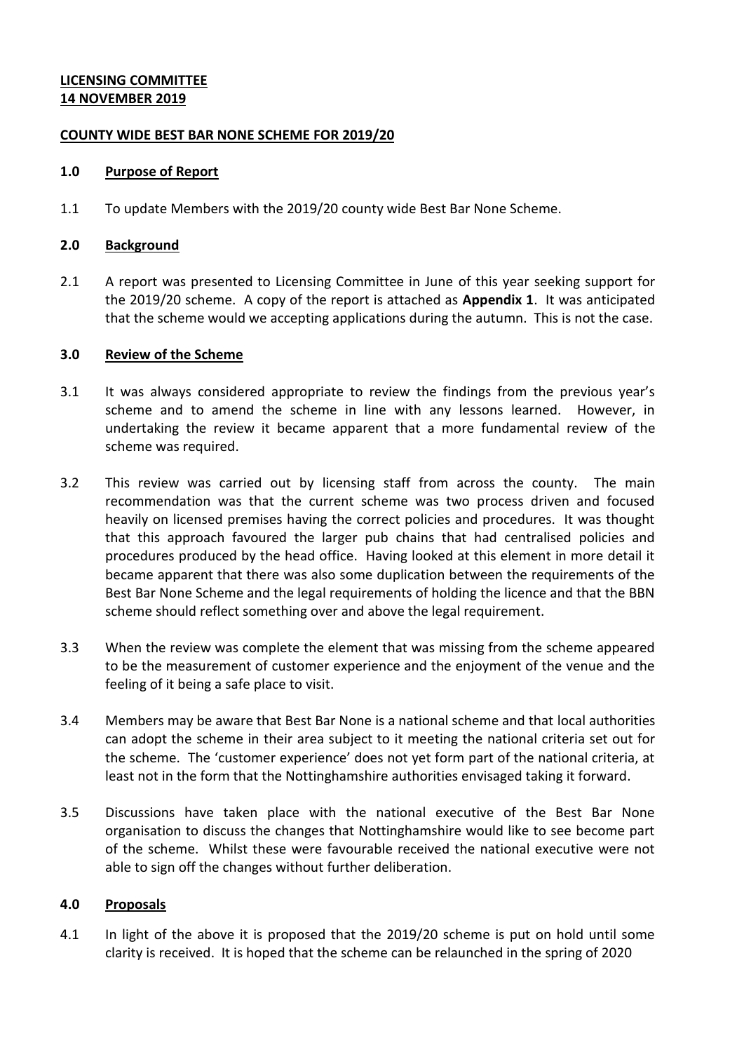**LICENSING COMMITTEE**
**14 NOVEMBER 2019**

**COUNTY WIDE BEST BAR NONE SCHEME FOR 2019/20**

## 1.0 Purpose of Report

1.1 To update Members with the 2019/20 county wide Best Bar None Scheme.

## 2.0 Background

2.1 A report was presented to Licensing Committee in June of this year seeking support for the 2019/20 scheme. A copy of the report is attached as **Appendix 1**. It was anticipated that the scheme would we accepting applications during the autumn. This is not the case.

## 3.0 Review of the Scheme

3.1 It was always considered appropriate to review the findings from the previous year's scheme and to amend the scheme in line with any lessons learned. However, in undertaking the review it became apparent that a more fundamental review of the scheme was required.

3.2 This review was carried out by licensing staff from across the county. The main recommendation was that the current scheme was two process driven and focused heavily on licensed premises having the correct policies and procedures. It was thought that this approach favoured the larger pub chains that had centralised policies and procedures produced by the head office. Having looked at this element in more detail it became apparent that there was also some duplication between the requirements of the Best Bar None Scheme and the legal requirements of holding the licence and that the BBN scheme should reflect something over and above the legal requirement.

3.3 When the review was complete the element that was missing from the scheme appeared to be the measurement of customer experience and the enjoyment of the venue and the feeling of it being a safe place to visit.

3.4 Members may be aware that Best Bar None is a national scheme and that local authorities can adopt the scheme in their area subject to it meeting the national criteria set out for the scheme. The 'customer experience' does not yet form part of the national criteria, at least not in the form that the Nottinghamshire authorities envisaged taking it forward.

3.5 Discussions have taken place with the national executive of the Best Bar None organisation to discuss the changes that Nottinghamshire would like to see become part of the scheme. Whilst these were favourable received the national executive were not able to sign off the changes without further deliberation.

## 4.0 Proposals

4.1 In light of the above it is proposed that the 2019/20 scheme is put on hold until some clarity is received. It is hoped that the scheme can be relaunched in the spring of 2020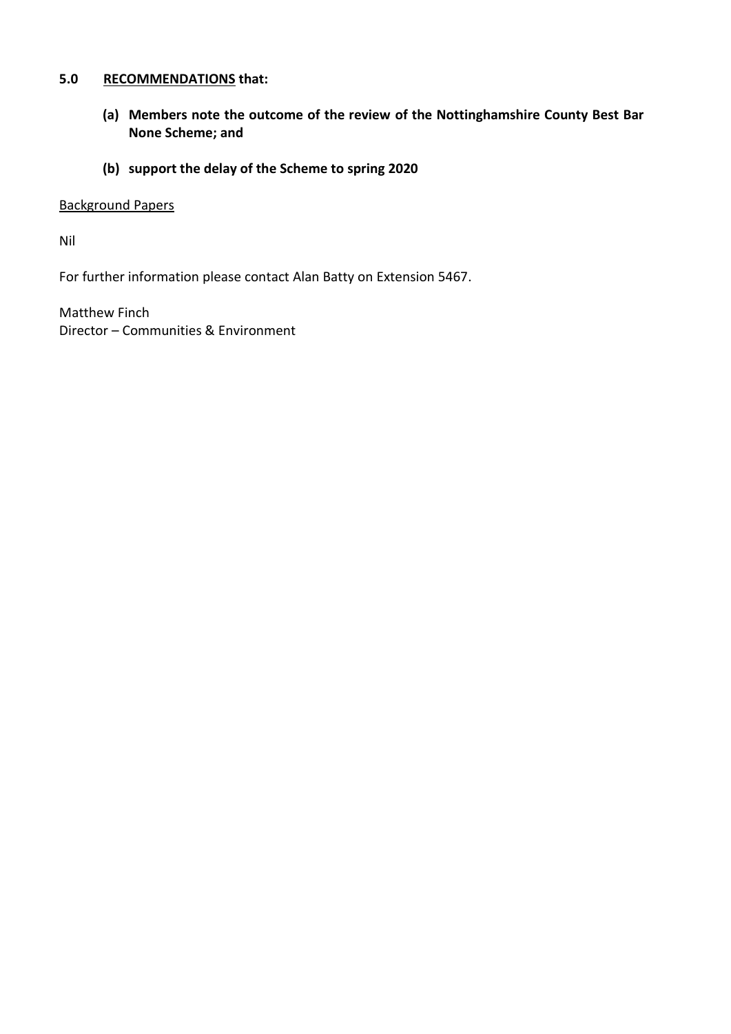## 5.0 RECOMMENDATIONS that:

**(a) Members note the outcome of the review of the Nottinghamshire County Best Bar None Scheme; and**

**(b) support the delay of the Scheme to spring 2020**

Background Papers

Nil

For further information please contact Alan Batty on Extension 5467.

Matthew Finch
Director – Communities & Environment